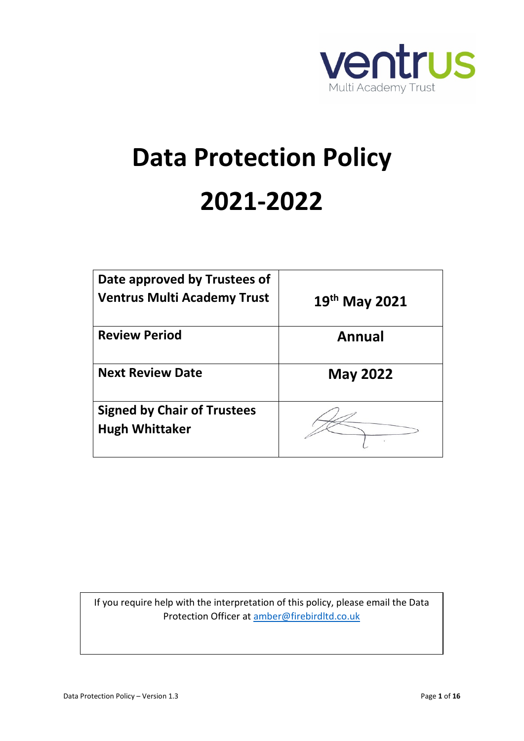ventrus
Multi Academy Trust

# Data Protection Policy

# 2021-2022

| **Date approved by Trustees of Ventrus Multi Academy Trust** | **19th May 2021** |
|---|---|
| **Review Period** | **Annual** |
| **Next Review Date** | **May 2022** |
| **Signed by Chair of Trustees Hugh Whittaker** | |

If you require help with the interpretation of this policy, please email the Data Protection Officer at amber@firebirdltd.co.uk

Data Protection Policy – Version 1.3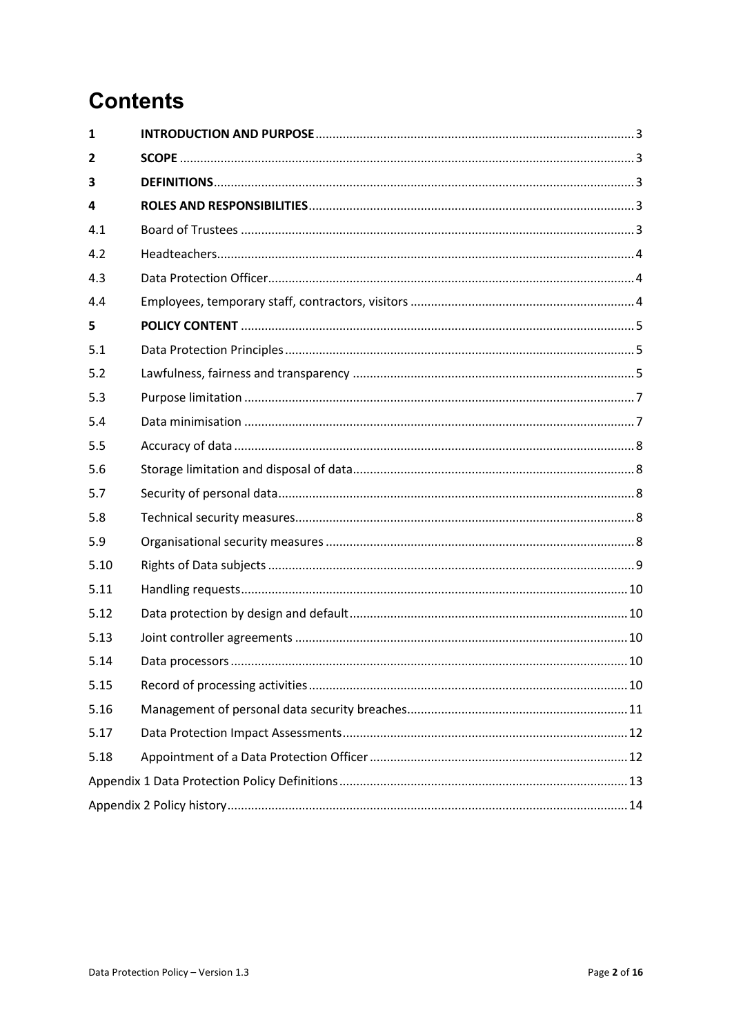# Contents

| | | |
|---|---|---|
| 1 | **INTRODUCTION AND PURPOSE** | 3 |
| 2 | **SCOPE** | 3 |
| 3 | **DEFINITIONS** | 3 |
| 4 | **ROLES AND RESPONSIBILITIES** | 3 |
| 4.1 | Board of Trustees | 3 |
| 4.2 | Headteachers | 4 |
| 4.3 | Data Protection Officer | 4 |
| 4.4 | Employees, temporary staff, contractors, visitors | 4 |
| 5 | **POLICY CONTENT** | 5 |
| 5.1 | Data Protection Principles | 5 |
| 5.2 | Lawfulness, fairness and transparency | 5 |
| 5.3 | Purpose limitation | 7 |
| 5.4 | Data minimisation | 7 |
| 5.5 | Accuracy of data | 8 |
| 5.6 | Storage limitation and disposal of data | 8 |
| 5.7 | Security of personal data | 8 |
| 5.8 | Technical security measures | 8 |
| 5.9 | Organisational security measures | 8 |
| 5.10 | Rights of Data subjects | 9 |
| 5.11 | Handling requests | 10 |
| 5.12 | Data protection by design and default | 10 |
| 5.13 | Joint controller agreements | 10 |
| 5.14 | Data processors | 10 |
| 5.15 | Record of processing activities | 10 |
| 5.16 | Management of personal data security breaches | 11 |
| 5.17 | Data Protection Impact Assessments | 12 |
| 5.18 | Appointment of a Data Protection Officer | 12 |
| Appendix 1 Data Protection Policy Definitions | | 13 |
| Appendix 2 Policy history | | 14 |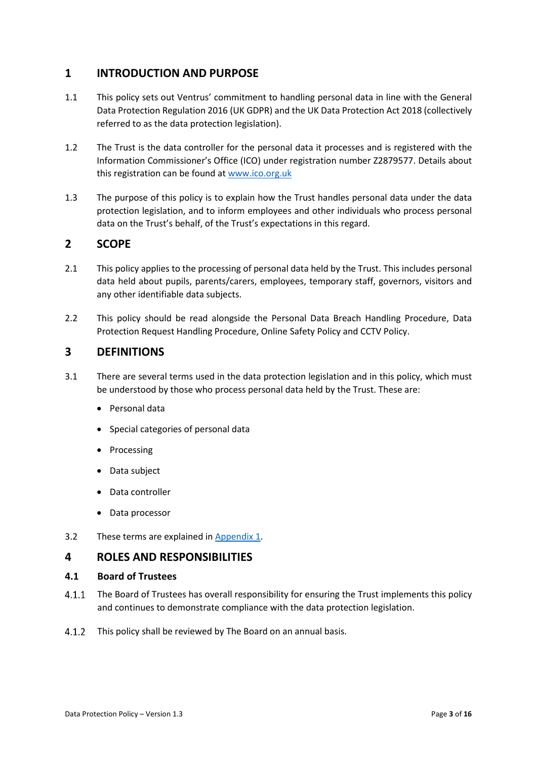# 1 INTRODUCTION AND PURPOSE

1.1 This policy sets out Ventrus' commitment to handling personal data in line with the General Data Protection Regulation 2016 (UK GDPR) and the UK Data Protection Act 2018 (collectively referred to as the data protection legislation).

1.2 The Trust is the data controller for the personal data it processes and is registered with the Information Commissioner's Office (ICO) under registration number Z2879577. Details about this registration can be found at [www.ico.org.uk](www.ico.org.uk)

1.3 The purpose of this policy is to explain how the Trust handles personal data under the data protection legislation, and to inform employees and other individuals who process personal data on the Trust's behalf, of the Trust's expectations in this regard.

# 2 SCOPE

2.1 This policy applies to the processing of personal data held by the Trust. This includes personal data held about pupils, parents/carers, employees, temporary staff, governors, visitors and any other identifiable data subjects.

2.2 This policy should be read alongside the Personal Data Breach Handling Procedure, Data Protection Request Handling Procedure, Online Safety Policy and CCTV Policy.

# 3 DEFINITIONS

3.1 There are several terms used in the data protection legislation and in this policy, which must be understood by those who process personal data held by the Trust. These are:

- Personal data
- Special categories of personal data
- Processing
- Data subject
- Data controller
- Data processor

3.2 These terms are explained in Appendix 1.

# 4 ROLES AND RESPONSIBILITIES

## 4.1 Board of Trustees

4.1.1 The Board of Trustees has overall responsibility for ensuring the Trust implements this policy and continues to demonstrate compliance with the data protection legislation.

4.1.2 This policy shall be reviewed by The Board on an annual basis.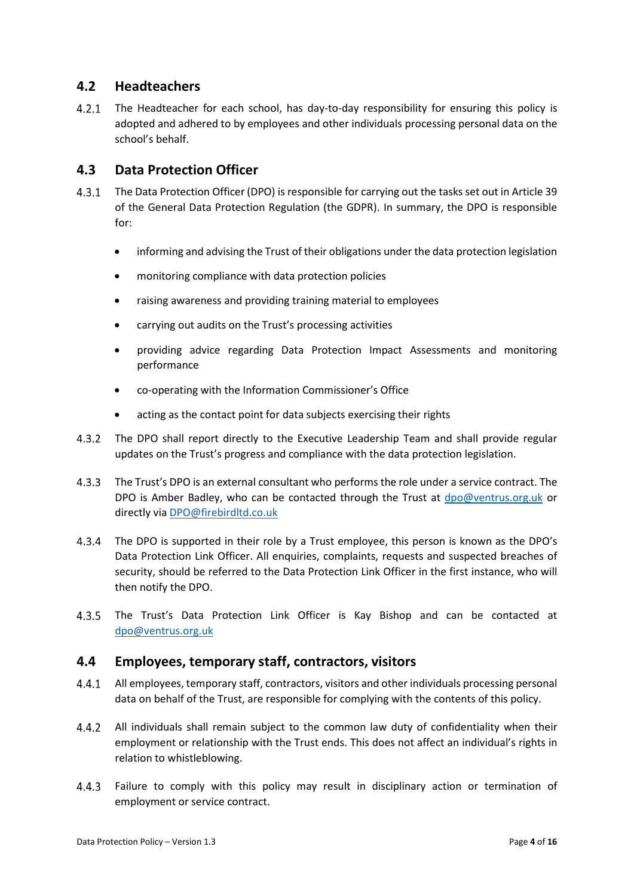## 4.2 Headteachers

4.2.1 The Headteacher for each school, has day-to-day responsibility for ensuring this policy is adopted and adhered to by employees and other individuals processing personal data on the school's behalf.

## 4.3 Data Protection Officer

4.3.1 The Data Protection Officer (DPO) is responsible for carrying out the tasks set out in Article 39 of the General Data Protection Regulation (the GDPR). In summary, the DPO is responsible for:

- informing and advising the Trust of their obligations under the data protection legislation
- monitoring compliance with data protection policies
- raising awareness and providing training material to employees
- carrying out audits on the Trust's processing activities
- providing advice regarding Data Protection Impact Assessments and monitoring performance
- co-operating with the Information Commissioner's Office
- acting as the contact point for data subjects exercising their rights

4.3.2 The DPO shall report directly to the Executive Leadership Team and shall provide regular updates on the Trust's progress and compliance with the data protection legislation.

4.3.3 The Trust's DPO is an external consultant who performs the role under a service contract. The DPO is Amber Badley, who can be contacted through the Trust at dpo@ventrus.org.uk or directly via DPO@firebirdltd.co.uk

4.3.4 The DPO is supported in their role by a Trust employee, this person is known as the DPO's Data Protection Link Officer. All enquiries, complaints, requests and suspected breaches of security, should be referred to the Data Protection Link Officer in the first instance, who will then notify the DPO.

4.3.5 The Trust's Data Protection Link Officer is Kay Bishop and can be contacted at dpo@ventrus.org.uk

## 4.4 Employees, temporary staff, contractors, visitors

4.4.1 All employees, temporary staff, contractors, visitors and other individuals processing personal data on behalf of the Trust, are responsible for complying with the contents of this policy.

4.4.2 All individuals shall remain subject to the common law duty of confidentiality when their employment or relationship with the Trust ends. This does not affect an individual's rights in relation to whistleblowing.

4.4.3 Failure to comply with this policy may result in disciplinary action or termination of employment or service contract.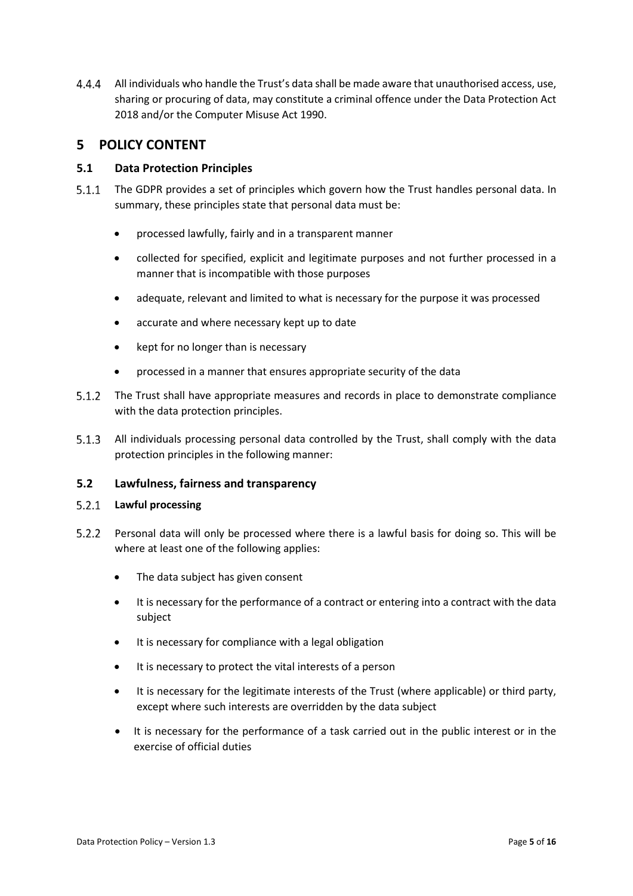4.4.4 All individuals who handle the Trust's data shall be made aware that unauthorised access, use, sharing or procuring of data, may constitute a criminal offence under the Data Protection Act 2018 and/or the Computer Misuse Act 1990.

# 5 POLICY CONTENT

## 5.1 Data Protection Principles

5.1.1 The GDPR provides a set of principles which govern how the Trust handles personal data. In summary, these principles state that personal data must be:

- processed lawfully, fairly and in a transparent manner
- collected for specified, explicit and legitimate purposes and not further processed in a manner that is incompatible with those purposes
- adequate, relevant and limited to what is necessary for the purpose it was processed
- accurate and where necessary kept up to date
- kept for no longer than is necessary
- processed in a manner that ensures appropriate security of the data

5.1.2 The Trust shall have appropriate measures and records in place to demonstrate compliance with the data protection principles.

5.1.3 All individuals processing personal data controlled by the Trust, shall comply with the data protection principles in the following manner:

## 5.2 Lawfulness, fairness and transparency

### 5.2.1 Lawful processing

5.2.2 Personal data will only be processed where there is a lawful basis for doing so. This will be where at least one of the following applies:

- The data subject has given consent
- It is necessary for the performance of a contract or entering into a contract with the data subject
- It is necessary for compliance with a legal obligation
- It is necessary to protect the vital interests of a person
- It is necessary for the legitimate interests of the Trust (where applicable) or third party, except where such interests are overridden by the data subject
- It is necessary for the performance of a task carried out in the public interest or in the exercise of official duties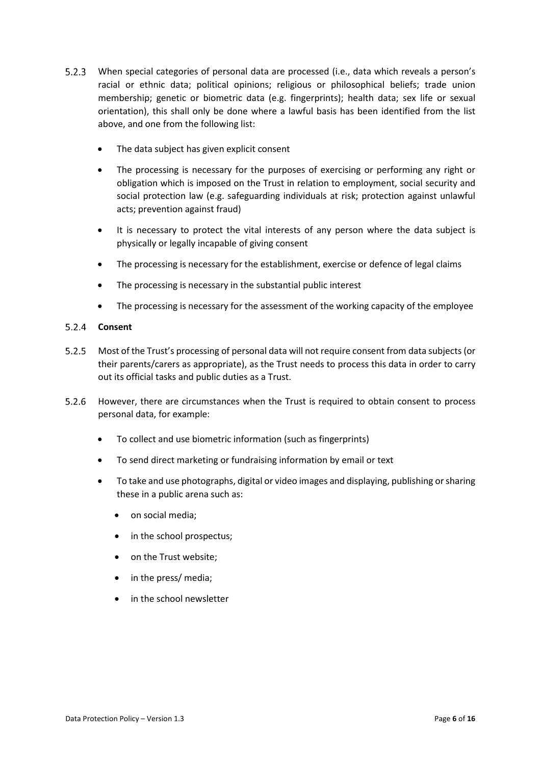5.2.3 When special categories of personal data are processed (i.e., data which reveals a person's racial or ethnic data; political opinions; religious or philosophical beliefs; trade union membership; genetic or biometric data (e.g. fingerprints); health data; sex life or sexual orientation), this shall only be done where a lawful basis has been identified from the list above, and one from the following list:

- The data subject has given explicit consent
- The processing is necessary for the purposes of exercising or performing any right or obligation which is imposed on the Trust in relation to employment, social security and social protection law (e.g. safeguarding individuals at risk; protection against unlawful acts; prevention against fraud)
- It is necessary to protect the vital interests of any person where the data subject is physically or legally incapable of giving consent
- The processing is necessary for the establishment, exercise or defence of legal claims
- The processing is necessary in the substantial public interest
- The processing is necessary for the assessment of the working capacity of the employee

5.2.4 **Consent**

5.2.5 Most of the Trust's processing of personal data will not require consent from data subjects (or their parents/carers as appropriate), as the Trust needs to process this data in order to carry out its official tasks and public duties as a Trust.

5.2.6 However, there are circumstances when the Trust is required to obtain consent to process personal data, for example:

- To collect and use biometric information (such as fingerprints)
- To send direct marketing or fundraising information by email or text
- To take and use photographs, digital or video images and displaying, publishing or sharing these in a public arena such as:
  - on social media;
  - in the school prospectus;
  - on the Trust website;
  - in the press/ media;
  - in the school newsletter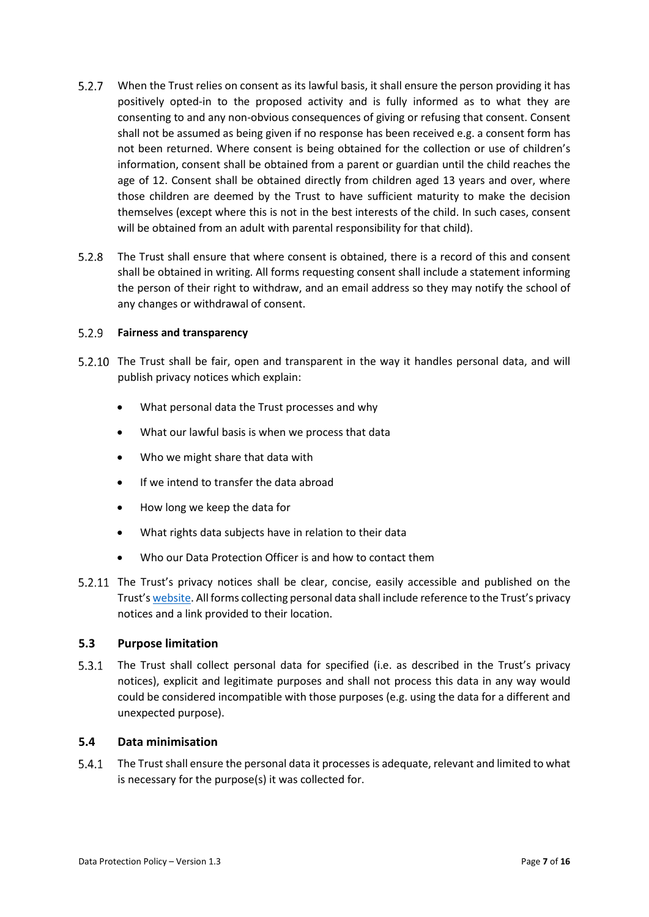5.2.7 When the Trust relies on consent as its lawful basis, it shall ensure the person providing it has positively opted-in to the proposed activity and is fully informed as to what they are consenting to and any non-obvious consequences of giving or refusing that consent. Consent shall not be assumed as being given if no response has been received e.g. a consent form has not been returned. Where consent is being obtained for the collection or use of children's information, consent shall be obtained from a parent or guardian until the child reaches the age of 12. Consent shall be obtained directly from children aged 13 years and over, where those children are deemed by the Trust to have sufficient maturity to make the decision themselves (except where this is not in the best interests of the child. In such cases, consent will be obtained from an adult with parental responsibility for that child).

5.2.8 The Trust shall ensure that where consent is obtained, there is a record of this and consent shall be obtained in writing. All forms requesting consent shall include a statement informing the person of their right to withdraw, and an email address so they may notify the school of any changes or withdrawal of consent.

5.2.9 **Fairness and transparency**

5.2.10 The Trust shall be fair, open and transparent in the way it handles personal data, and will publish privacy notices which explain:

- What personal data the Trust processes and why
- What our lawful basis is when we process that data
- Who we might share that data with
- If we intend to transfer the data abroad
- How long we keep the data for
- What rights data subjects have in relation to their data
- Who our Data Protection Officer is and how to contact them

5.2.11 The Trust's privacy notices shall be clear, concise, easily accessible and published on the Trust's website. All forms collecting personal data shall include reference to the Trust's privacy notices and a link provided to their location.

### 5.3 Purpose limitation

5.3.1 The Trust shall collect personal data for specified (i.e. as described in the Trust's privacy notices), explicit and legitimate purposes and shall not process this data in any way would could be considered incompatible with those purposes (e.g. using the data for a different and unexpected purpose).

### 5.4 Data minimisation

5.4.1 The Trust shall ensure the personal data it processes is adequate, relevant and limited to what is necessary for the purpose(s) it was collected for.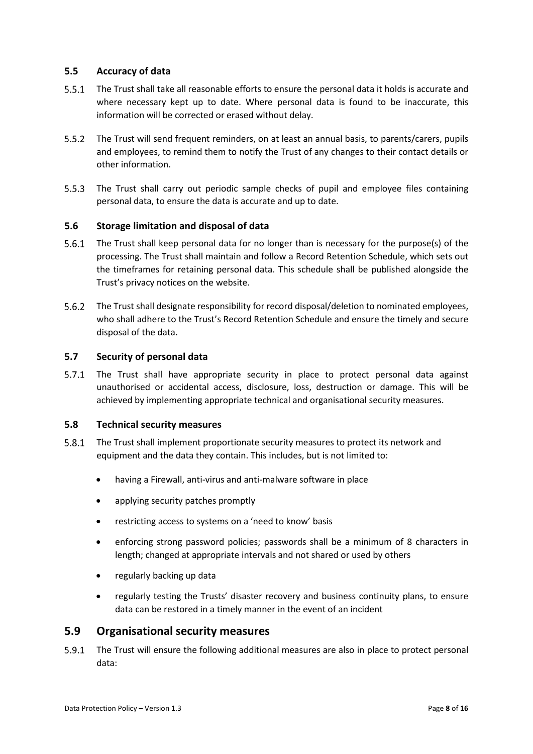### 5.5 Accuracy of data

5.5.1 The Trust shall take all reasonable efforts to ensure the personal data it holds is accurate and where necessary kept up to date. Where personal data is found to be inaccurate, this information will be corrected or erased without delay.

5.5.2 The Trust will send frequent reminders, on at least an annual basis, to parents/carers, pupils and employees, to remind them to notify the Trust of any changes to their contact details or other information.

5.5.3 The Trust shall carry out periodic sample checks of pupil and employee files containing personal data, to ensure the data is accurate and up to date.

### 5.6 Storage limitation and disposal of data

5.6.1 The Trust shall keep personal data for no longer than is necessary for the purpose(s) of the processing. The Trust shall maintain and follow a Record Retention Schedule, which sets out the timeframes for retaining personal data. This schedule shall be published alongside the Trust's privacy notices on the website.

5.6.2 The Trust shall designate responsibility for record disposal/deletion to nominated employees, who shall adhere to the Trust's Record Retention Schedule and ensure the timely and secure disposal of the data.

### 5.7 Security of personal data

5.7.1 The Trust shall have appropriate security in place to protect personal data against unauthorised or accidental access, disclosure, loss, destruction or damage. This will be achieved by implementing appropriate technical and organisational security measures.

### 5.8 Technical security measures

5.8.1 The Trust shall implement proportionate security measures to protect its network and equipment and the data they contain. This includes, but is not limited to:

- having a Firewall, anti-virus and anti-malware software in place
- applying security patches promptly
- restricting access to systems on a 'need to know' basis
- enforcing strong password policies; passwords shall be a minimum of 8 characters in length; changed at appropriate intervals and not shared or used by others
- regularly backing up data
- regularly testing the Trusts' disaster recovery and business continuity plans, to ensure data can be restored in a timely manner in the event of an incident

## 5.9 Organisational security measures

5.9.1 The Trust will ensure the following additional measures are also in place to protect personal data: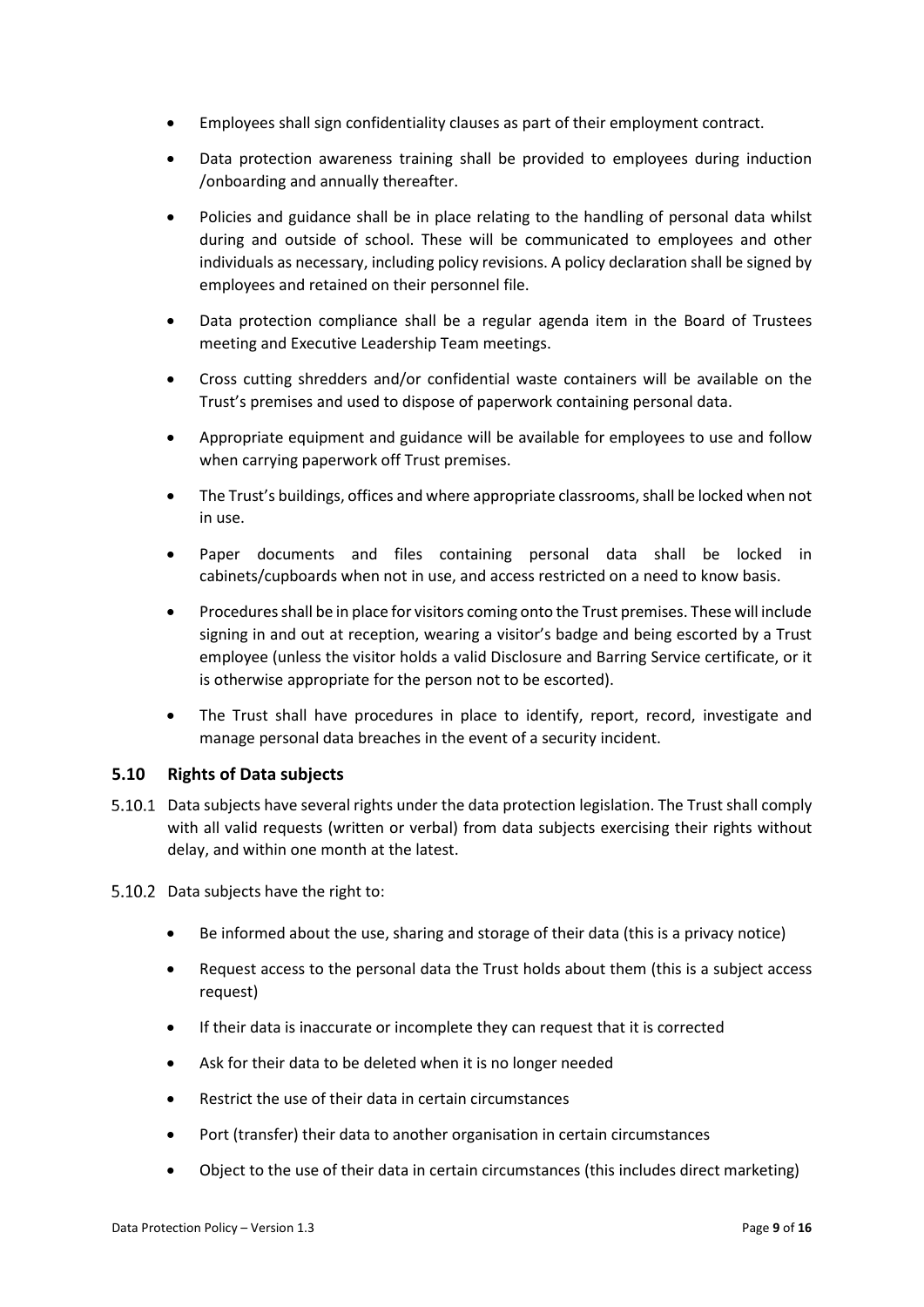- Employees shall sign confidentiality clauses as part of their employment contract.
- Data protection awareness training shall be provided to employees during induction /onboarding and annually thereafter.
- Policies and guidance shall be in place relating to the handling of personal data whilst during and outside of school. These will be communicated to employees and other individuals as necessary, including policy revisions. A policy declaration shall be signed by employees and retained on their personnel file.
- Data protection compliance shall be a regular agenda item in the Board of Trustees meeting and Executive Leadership Team meetings.
- Cross cutting shredders and/or confidential waste containers will be available on the Trust's premises and used to dispose of paperwork containing personal data.
- Appropriate equipment and guidance will be available for employees to use and follow when carrying paperwork off Trust premises.
- The Trust's buildings, offices and where appropriate classrooms, shall be locked when not in use.
- Paper documents and files containing personal data shall be locked in cabinets/cupboards when not in use, and access restricted on a need to know basis.
- Procedures shall be in place for visitors coming onto the Trust premises. These will include signing in and out at reception, wearing a visitor's badge and being escorted by a Trust employee (unless the visitor holds a valid Disclosure and Barring Service certificate, or it is otherwise appropriate for the person not to be escorted).
- The Trust shall have procedures in place to identify, report, record, investigate and manage personal data breaches in the event of a security incident.

### 5.10 Rights of Data subjects

5.10.1 Data subjects have several rights under the data protection legislation. The Trust shall comply with all valid requests (written or verbal) from data subjects exercising their rights without delay, and within one month at the latest.

5.10.2 Data subjects have the right to:

- Be informed about the use, sharing and storage of their data (this is a privacy notice)
- Request access to the personal data the Trust holds about them (this is a subject access request)
- If their data is inaccurate or incomplete they can request that it is corrected
- Ask for their data to be deleted when it is no longer needed
- Restrict the use of their data in certain circumstances
- Port (transfer) their data to another organisation in certain circumstances
- Object to the use of their data in certain circumstances (this includes direct marketing)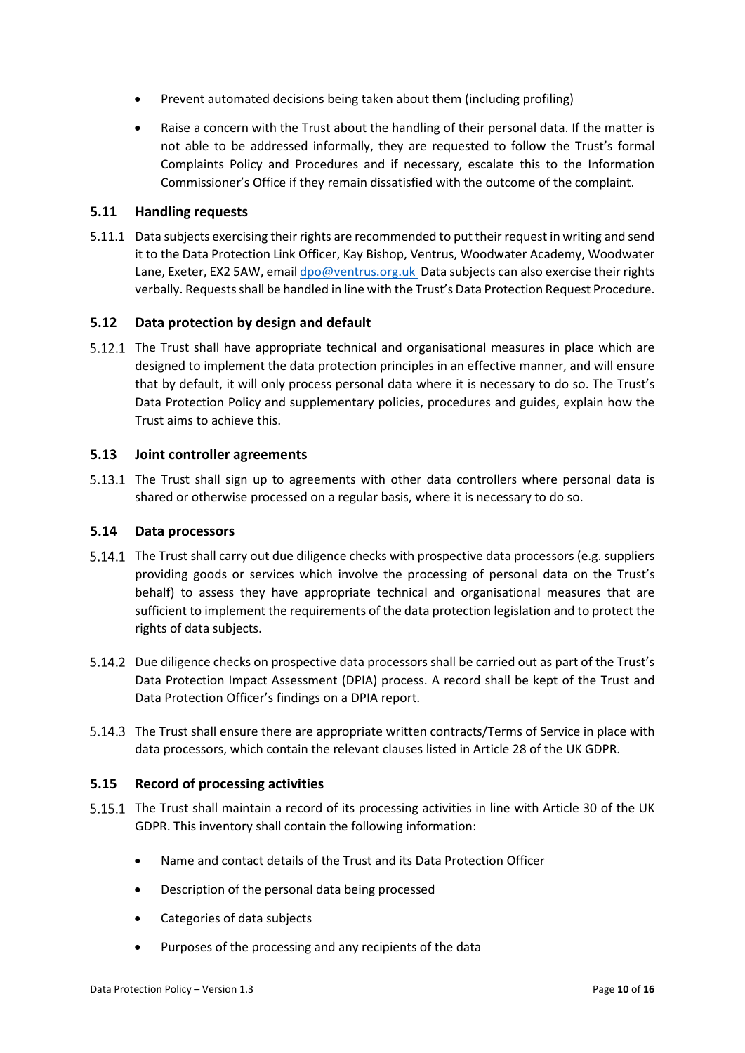- Prevent automated decisions being taken about them (including profiling)
- Raise a concern with the Trust about the handling of their personal data. If the matter is not able to be addressed informally, they are requested to follow the Trust's formal Complaints Policy and Procedures and if necessary, escalate this to the Information Commissioner's Office if they remain dissatisfied with the outcome of the complaint.

### 5.11 Handling requests

5.11.1 Data subjects exercising their rights are recommended to put their request in writing and send it to the Data Protection Link Officer, Kay Bishop, Ventrus, Woodwater Academy, Woodwater Lane, Exeter, EX2 5AW, email dpo@ventrus.org.uk Data subjects can also exercise their rights verbally. Requests shall be handled in line with the Trust's Data Protection Request Procedure.

### 5.12 Data protection by design and default

5.12.1 The Trust shall have appropriate technical and organisational measures in place which are designed to implement the data protection principles in an effective manner, and will ensure that by default, it will only process personal data where it is necessary to do so. The Trust's Data Protection Policy and supplementary policies, procedures and guides, explain how the Trust aims to achieve this.

### 5.13 Joint controller agreements

5.13.1 The Trust shall sign up to agreements with other data controllers where personal data is shared or otherwise processed on a regular basis, where it is necessary to do so.

### 5.14 Data processors

5.14.1 The Trust shall carry out due diligence checks with prospective data processors (e.g. suppliers providing goods or services which involve the processing of personal data on the Trust's behalf) to assess they have appropriate technical and organisational measures that are sufficient to implement the requirements of the data protection legislation and to protect the rights of data subjects.

5.14.2 Due diligence checks on prospective data processors shall be carried out as part of the Trust's Data Protection Impact Assessment (DPIA) process. A record shall be kept of the Trust and Data Protection Officer's findings on a DPIA report.

5.14.3 The Trust shall ensure there are appropriate written contracts/Terms of Service in place with data processors, which contain the relevant clauses listed in Article 28 of the UK GDPR.

### 5.15 Record of processing activities

5.15.1 The Trust shall maintain a record of its processing activities in line with Article 30 of the UK GDPR. This inventory shall contain the following information:

- Name and contact details of the Trust and its Data Protection Officer
- Description of the personal data being processed
- Categories of data subjects
- Purposes of the processing and any recipients of the data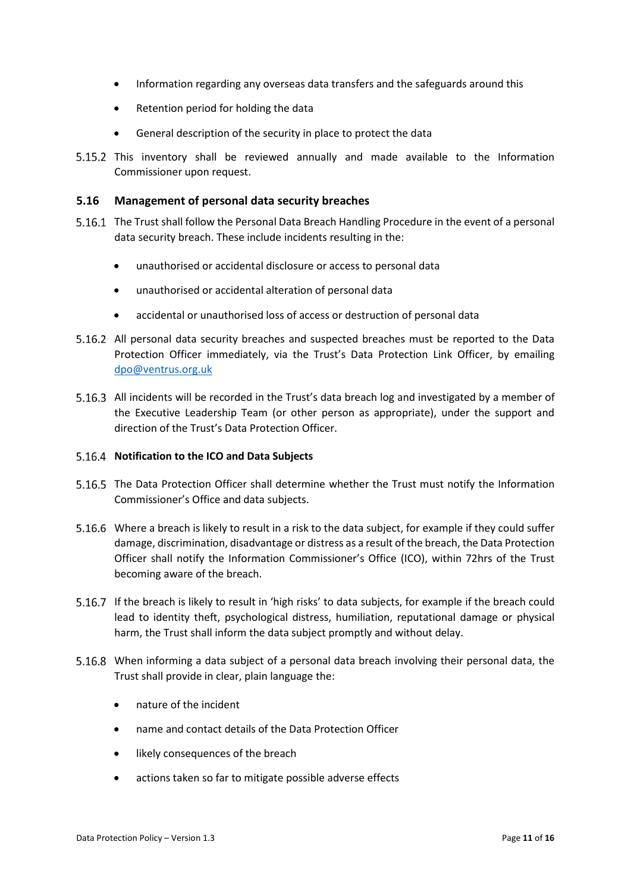- Information regarding any overseas data transfers and the safeguards around this
- Retention period for holding the data
- General description of the security in place to protect the data

5.15.2 This inventory shall be reviewed annually and made available to the Information Commissioner upon request.

## 5.16 Management of personal data security breaches

5.16.1 The Trust shall follow the Personal Data Breach Handling Procedure in the event of a personal data security breach. These include incidents resulting in the:

- unauthorised or accidental disclosure or access to personal data
- unauthorised or accidental alteration of personal data
- accidental or unauthorised loss of access or destruction of personal data

5.16.2 All personal data security breaches and suspected breaches must be reported to the Data Protection Officer immediately, via the Trust's Data Protection Link Officer, by emailing dpo@ventrus.org.uk

5.16.3 All incidents will be recorded in the Trust's data breach log and investigated by a member of the Executive Leadership Team (or other person as appropriate), under the support and direction of the Trust's Data Protection Officer.

5.16.4 **Notification to the ICO and Data Subjects**

5.16.5 The Data Protection Officer shall determine whether the Trust must notify the Information Commissioner's Office and data subjects.

5.16.6 Where a breach is likely to result in a risk to the data subject, for example if they could suffer damage, discrimination, disadvantage or distress as a result of the breach, the Data Protection Officer shall notify the Information Commissioner's Office (ICO), within 72hrs of the Trust becoming aware of the breach.

5.16.7 If the breach is likely to result in 'high risks' to data subjects, for example if the breach could lead to identity theft, psychological distress, humiliation, reputational damage or physical harm, the Trust shall inform the data subject promptly and without delay.

5.16.8 When informing a data subject of a personal data breach involving their personal data, the Trust shall provide in clear, plain language the:

- nature of the incident
- name and contact details of the Data Protection Officer
- likely consequences of the breach
- actions taken so far to mitigate possible adverse effects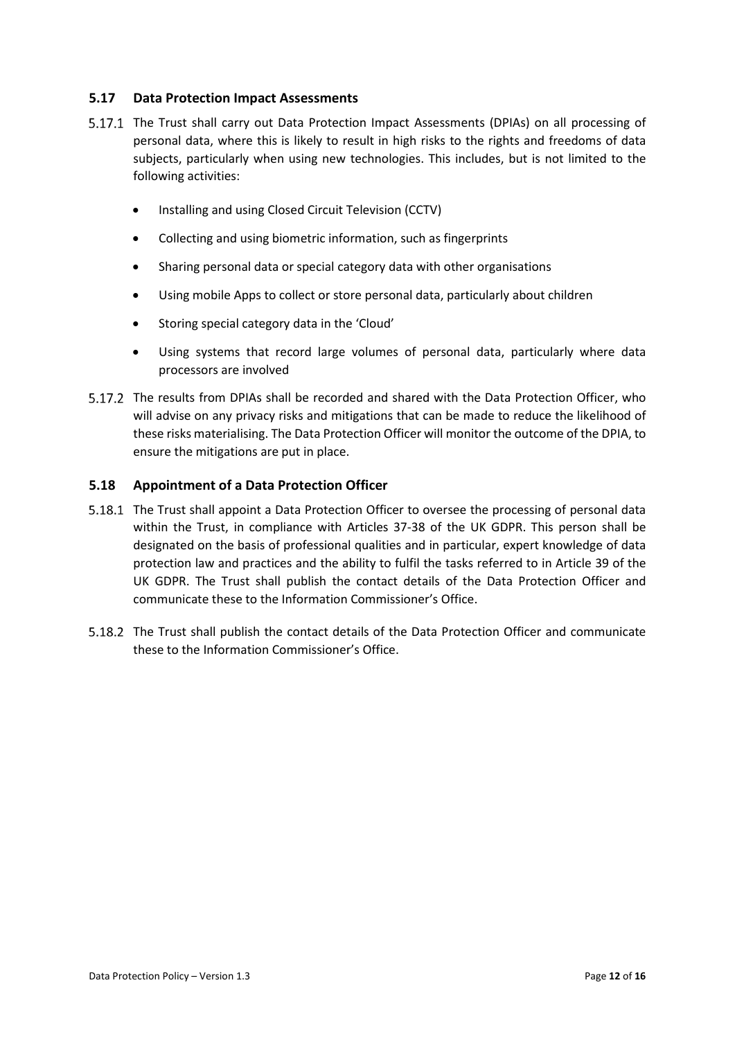### 5.17 Data Protection Impact Assessments

5.17.1 The Trust shall carry out Data Protection Impact Assessments (DPIAs) on all processing of personal data, where this is likely to result in high risks to the rights and freedoms of data subjects, particularly when using new technologies. This includes, but is not limited to the following activities:

- Installing and using Closed Circuit Television (CCTV)
- Collecting and using biometric information, such as fingerprints
- Sharing personal data or special category data with other organisations
- Using mobile Apps to collect or store personal data, particularly about children
- Storing special category data in the 'Cloud'
- Using systems that record large volumes of personal data, particularly where data processors are involved

5.17.2 The results from DPIAs shall be recorded and shared with the Data Protection Officer, who will advise on any privacy risks and mitigations that can be made to reduce the likelihood of these risks materialising. The Data Protection Officer will monitor the outcome of the DPIA, to ensure the mitigations are put in place.

### 5.18 Appointment of a Data Protection Officer

5.18.1 The Trust shall appoint a Data Protection Officer to oversee the processing of personal data within the Trust, in compliance with Articles 37-38 of the UK GDPR. This person shall be designated on the basis of professional qualities and in particular, expert knowledge of data protection law and practices and the ability to fulfil the tasks referred to in Article 39 of the UK GDPR. The Trust shall publish the contact details of the Data Protection Officer and communicate these to the Information Commissioner's Office.

5.18.2 The Trust shall publish the contact details of the Data Protection Officer and communicate these to the Information Commissioner's Office.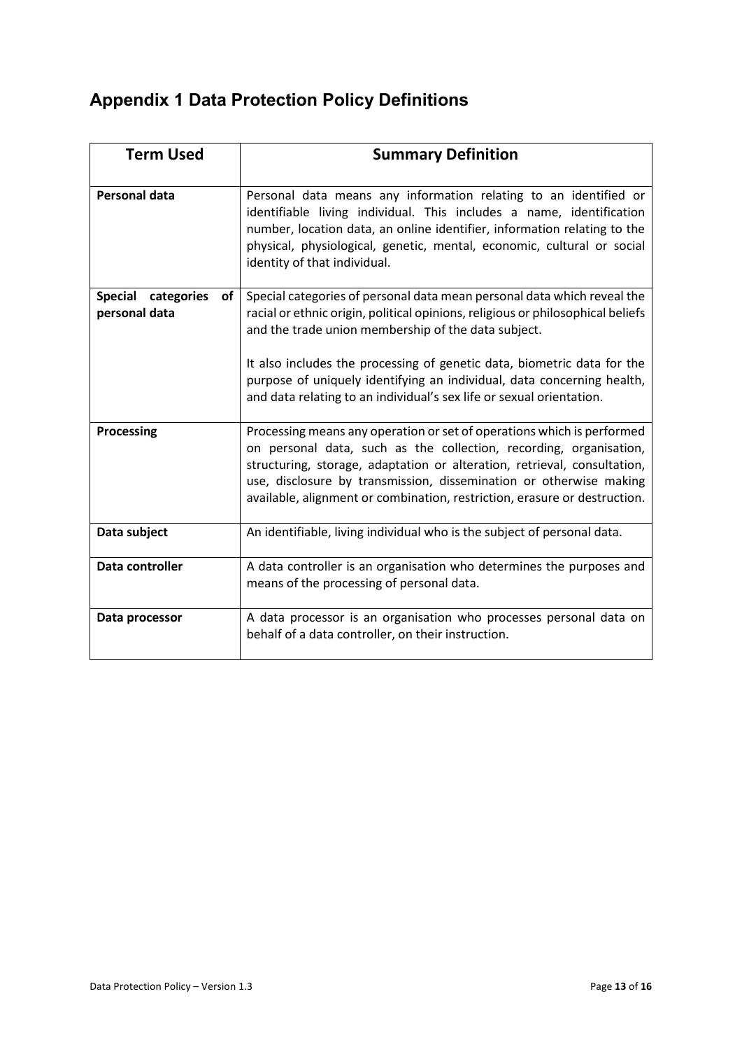## Appendix 1 Data Protection Policy Definitions

| Term Used | Summary Definition |
|---|---|
| **Personal data** | Personal data means any information relating to an identified or identifiable living individual. This includes a name, identification number, location data, an online identifier, information relating to the physical, physiological, genetic, mental, economic, cultural or social identity of that individual. |
| **Special categories of personal data** | Special categories of personal data mean personal data which reveal the racial or ethnic origin, political opinions, religious or philosophical beliefs and the trade union membership of the data subject.<br><br>It also includes the processing of genetic data, biometric data for the purpose of uniquely identifying an individual, data concerning health, and data relating to an individual's sex life or sexual orientation. |
| **Processing** | Processing means any operation or set of operations which is performed on personal data, such as the collection, recording, organisation, structuring, storage, adaptation or alteration, retrieval, consultation, use, disclosure by transmission, dissemination or otherwise making available, alignment or combination, restriction, erasure or destruction. |
| **Data subject** | An identifiable, living individual who is the subject of personal data. |
| **Data controller** | A data controller is an organisation who determines the purposes and means of the processing of personal data. |
| **Data processor** | A data processor is an organisation who processes personal data on behalf of a data controller, on their instruction. |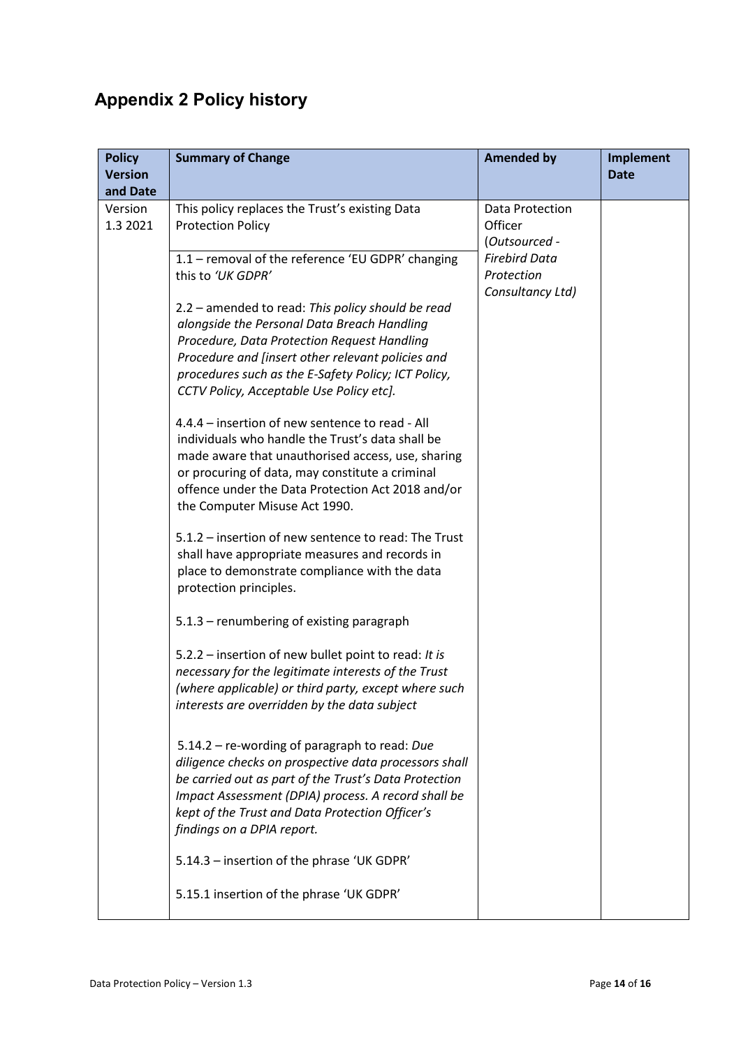## Appendix 2 Policy history

| Policy Version and Date | Summary of Change | Amended by | Implement Date |
|---|---|---|---|
| Version 1.3 2021 | This policy replaces the Trust's existing Data Protection Policy<br><br>1.1 – removal of the reference 'EU GDPR' changing this to *'UK GDPR'*<br><br>2.2 – amended to read: *This policy should be read alongside the Personal Data Breach Handling Procedure, Data Protection Request Handling Procedure and [insert other relevant policies and procedures such as the E-Safety Policy; ICT Policy, CCTV Policy, Acceptable Use Policy etc].*<br><br>4.4.4 – insertion of new sentence to read - All individuals who handle the Trust's data shall be made aware that unauthorised access, use, sharing or procuring of data, may constitute a criminal offence under the Data Protection Act 2018 and/or the Computer Misuse Act 1990.<br><br>5.1.2 – insertion of new sentence to read: The Trust shall have appropriate measures and records in place to demonstrate compliance with the data protection principles.<br><br>5.1.3 – renumbering of existing paragraph<br><br>5.2.2 – insertion of new bullet point to read: *It is necessary for the legitimate interests of the Trust (where applicable) or third party, except where such interests are overridden by the data subject*<br><br>5.14.2 – re-wording of paragraph to read: *Due diligence checks on prospective data processors shall be carried out as part of the Trust's Data Protection Impact Assessment (DPIA) process. A record shall be kept of the Trust and Data Protection Officer's findings on a DPIA report.*<br><br>5.14.3 – insertion of the phrase 'UK GDPR'<br><br>5.15.1 insertion of the phrase 'UK GDPR' | Data Protection Officer (*Outsourced - Firebird Data Protection Consultancy Ltd)* | |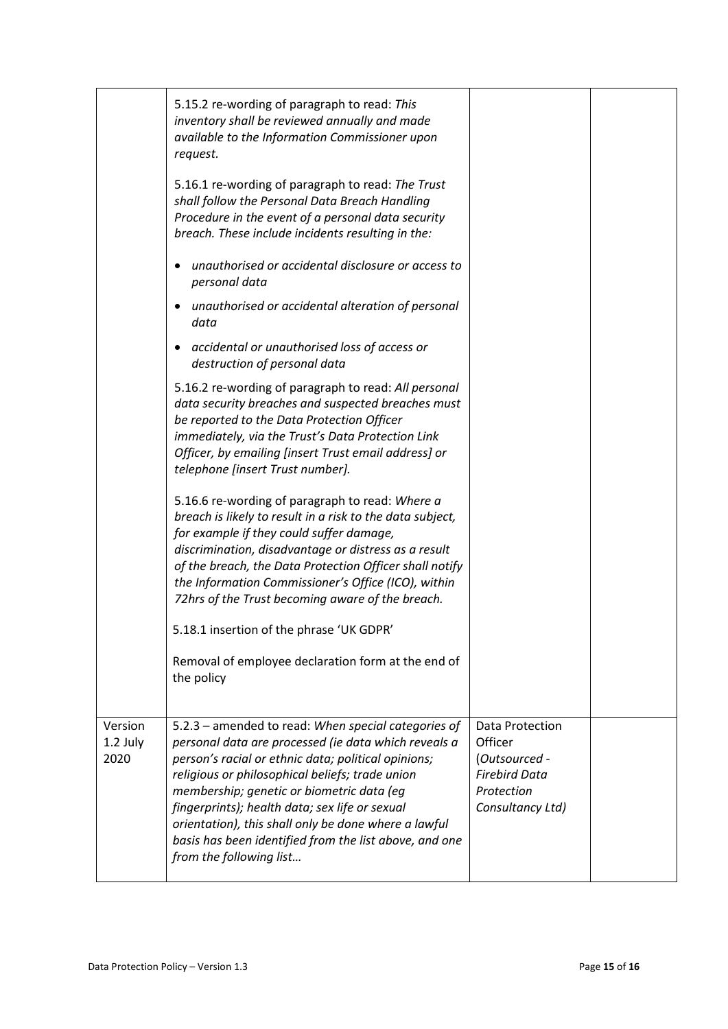| | | | |
|---|---|---|---|
| | 5.15.2 re-wording of paragraph to read: *This inventory shall be reviewed annually and made available to the Information Commissioner upon request.*<br><br>5.16.1 re-wording of paragraph to read: *The Trust shall follow the Personal Data Breach Handling Procedure in the event of a personal data security breach. These include incidents resulting in the:*<br><br>• *unauthorised or accidental disclosure or access to personal data*<br>• *unauthorised or accidental alteration of personal data*<br>• *accidental or unauthorised loss of access or destruction of personal data*<br><br>5.16.2 re-wording of paragraph to read: *All personal data security breaches and suspected breaches must be reported to the Data Protection Officer immediately, via the Trust's Data Protection Link Officer, by emailing [insert Trust email address] or telephone [insert Trust number].*<br><br>5.16.6 re-wording of paragraph to read: *Where a breach is likely to result in a risk to the data subject, for example if they could suffer damage, discrimination, disadvantage or distress as a result of the breach, the Data Protection Officer shall notify the Information Commissioner's Office (ICO), within 72hrs of the Trust becoming aware of the breach.*<br><br>5.18.1 insertion of the phrase 'UK GDPR'<br><br>Removal of employee declaration form at the end of the policy | | |
| Version 1.2 July 2020 | 5.2.3 – amended to read: *When special categories of personal data are processed (ie data which reveals a person's racial or ethnic data; political opinions; religious or philosophical beliefs; trade union membership; genetic or biometric data (eg fingerprints); health data; sex life or sexual orientation), this shall only be done where a lawful basis has been identified from the list above, and one from the following list…* | Data Protection Officer (*Outsourced - Firebird Data Protection Consultancy Ltd)* | |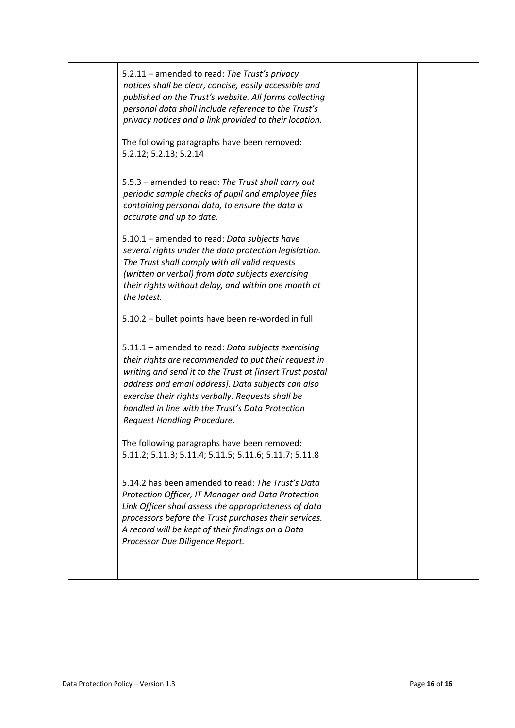| | | | |
|---|---|---|---|
| | 5.2.11 – amended to read: *The Trust's privacy notices shall be clear, concise, easily accessible and published on the Trust's website. All forms collecting personal data shall include reference to the Trust's privacy notices and a link provided to their location.*<br><br>The following paragraphs have been removed: 5.2.12; 5.2.13; 5.2.14<br><br>5.5.3 – amended to read: *The Trust shall carry out periodic sample checks of pupil and employee files containing personal data, to ensure the data is accurate and up to date.*<br><br>5.10.1 – amended to read: *Data subjects have several rights under the data protection legislation. The Trust shall comply with all valid requests (written or verbal) from data subjects exercising their rights without delay, and within one month at the latest.*<br><br>5.10.2 – bullet points have been re-worded in full<br><br>5.11.1 – amended to read: *Data subjects exercising their rights are recommended to put their request in writing and send it to the Trust at [insert Trust postal address and email address]. Data subjects can also exercise their rights verbally. Requests shall be handled in line with the Trust's Data Protection Request Handling Procedure.*<br><br>The following paragraphs have been removed: 5.11.2; 5.11.3; 5.11.4; 5.11.5; 5.11.6; 5.11.7; 5.11.8<br><br>5.14.2 has been amended to read: *The Trust's Data Protection Officer, IT Manager and Data Protection Link Officer shall assess the appropriateness of data processors before the Trust purchases their services. A record will be kept of their findings on a Data Processor Due Diligence Report.* | | |